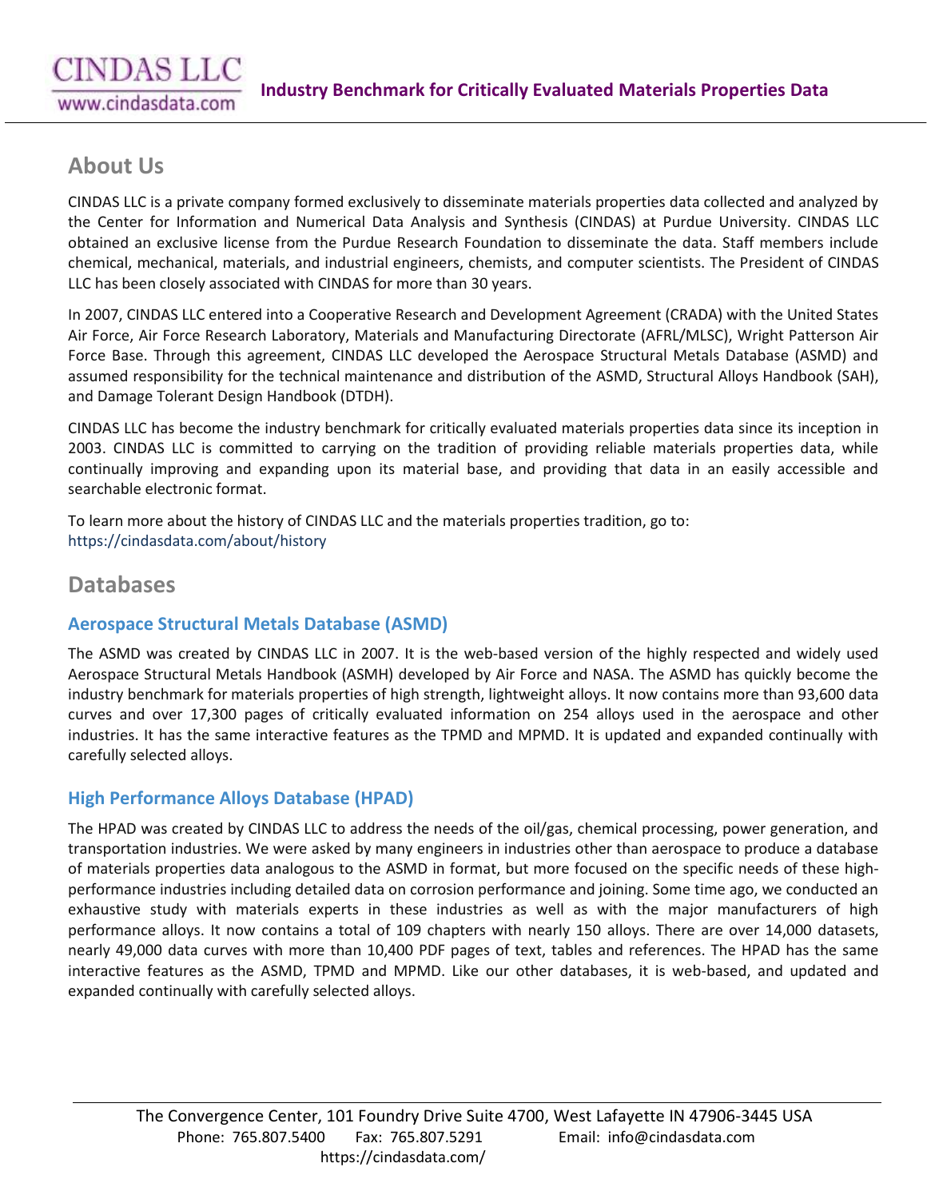## About Us

CINDAS LLC is a private company formed exclusively to disseminate materials properties data collected and analyzed by the Center for Information and Numerical Data Analysis and Synthesis (CINDAS) at Purdue University. CINDAS LLC obtained an exclusive license from the Purdue Research Foundation to disseminate the data. Staff members include chemical, mechanical, materials, and industrial engineers, chemists, and computer scientists. The President of CINDAS LLC has been closely associated with CINDAS for more than 30 years.

In 2007, CINDAS LLC entered into a Cooperative Research and Development Agreement (CRADA) with the United States Air Force, Air Force Research Laboratory, Materials and Manufacturing Directorate (AFRL/MLSC), Wright Patterson Air Force Base. Through this agreement, CINDAS LLC developed the Aerospace Structural Metals Database (ASMD) and assumed responsibility for the technical maintenance and distribution of the ASMD, Structural Alloys Handbook (SAH), and Damage Tolerant Design Handbook (DTDH).

CINDAS LLC has become the industry benchmark for critically evaluated materials properties data since its inception in 2003. CINDAS LLC is committed to carrying on the tradition of providing reliable materials properties data, while continually improving and expanding upon its material base, and providing that data in an easily accessible and searchable electronic format.

To learn more about the history of CINDAS LLC and the materials properties tradition, go to:
https://cindasdata.com/about/history

## Databases

### Aerospace Structural Metals Database (ASMD)

The ASMD was created by CINDAS LLC in 2007. It is the web-based version of the highly respected and widely used Aerospace Structural Metals Handbook (ASMH) developed by Air Force and NASA. The ASMD has quickly become the industry benchmark for materials properties of high strength, lightweight alloys. It now contains more than 93,600 data curves and over 17,300 pages of critically evaluated information on 254 alloys used in the aerospace and other industries. It has the same interactive features as the TPMD and MPMD. It is updated and expanded continually with carefully selected alloys.

### High Performance Alloys Database (HPAD)

The HPAD was created by CINDAS LLC to address the needs of the oil/gas, chemical processing, power generation, and transportation industries. We were asked by many engineers in industries other than aerospace to produce a database of materials properties data analogous to the ASMD in format, but more focused on the specific needs of these high-performance industries including detailed data on corrosion performance and joining. Some time ago, we conducted an exhaustive study with materials experts in these industries as well as with the major manufacturers of high performance alloys. It now contains a total of 109 chapters with nearly 150 alloys. There are over 14,000 datasets, nearly 49,000 data curves with more than 10,400 PDF pages of text, tables and references. The HPAD has the same interactive features as the ASMD, TPMD and MPMD. Like our other databases, it is web-based, and updated and expanded continually with carefully selected alloys.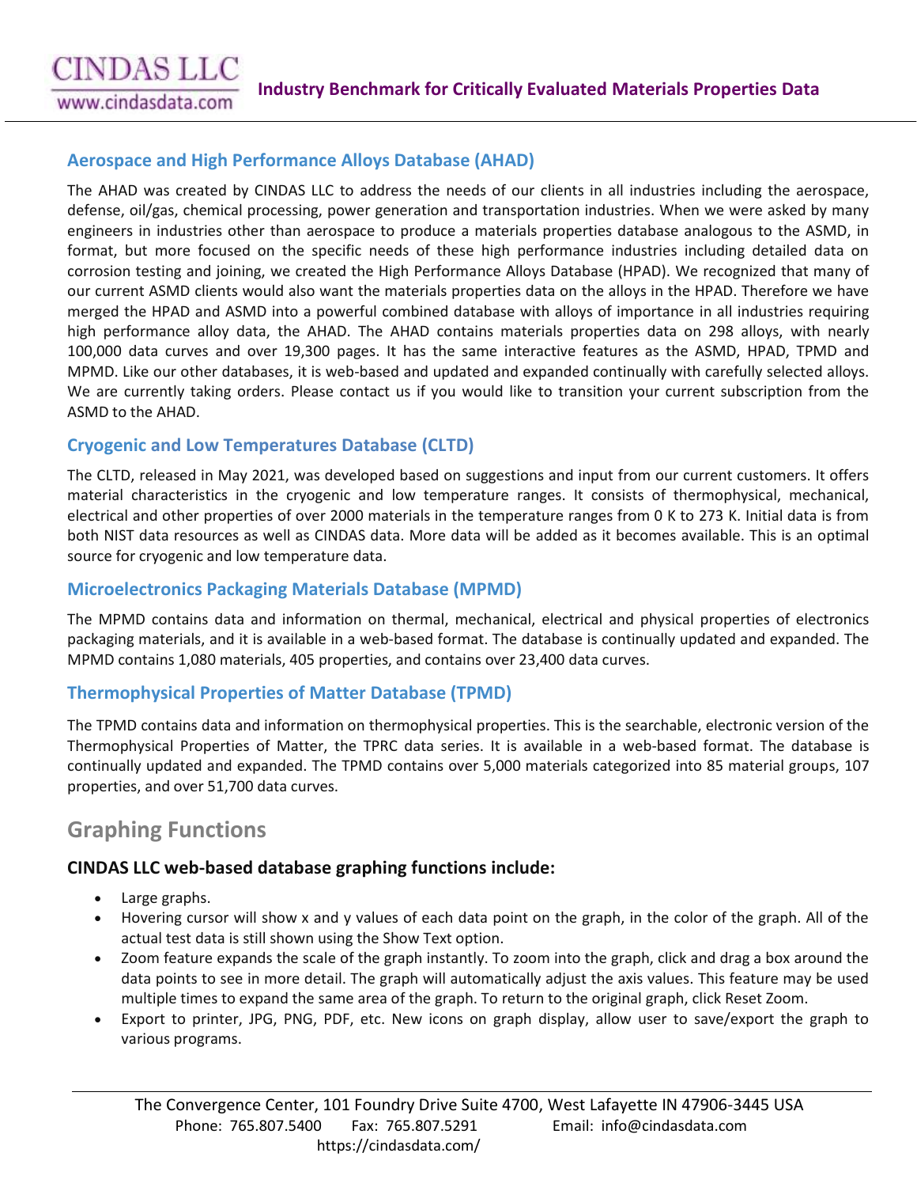## Aerospace and High Performance Alloys Database (AHAD)

The AHAD was created by CINDAS LLC to address the needs of our clients in all industries including the aerospace, defense, oil/gas, chemical processing, power generation and transportation industries. When we were asked by many engineers in industries other than aerospace to produce a materials properties database analogous to the ASMD, in format, but more focused on the specific needs of these high performance industries including detailed data on corrosion testing and joining, we created the High Performance Alloys Database (HPAD). We recognized that many of our current ASMD clients would also want the materials properties data on the alloys in the HPAD. Therefore we have merged the HPAD and ASMD into a powerful combined database with alloys of importance in all industries requiring high performance alloy data, the AHAD. The AHAD contains materials properties data on 298 alloys, with nearly 100,000 data curves and over 19,300 pages. It has the same interactive features as the ASMD, HPAD, TPMD and MPMD. Like our other databases, it is web-based and updated and expanded continually with carefully selected alloys. We are currently taking orders. Please contact us if you would like to transition your current subscription from the ASMD to the AHAD.

## Cryogenic and Low Temperatures Database (CLTD)

The CLTD, released in May 2021, was developed based on suggestions and input from our current customers. It offers material characteristics in the cryogenic and low temperature ranges. It consists of thermophysical, mechanical, electrical and other properties of over 2000 materials in the temperature ranges from 0 K to 273 K. Initial data is from both NIST data resources as well as CINDAS data. More data will be added as it becomes available. This is an optimal source for cryogenic and low temperature data.

## Microelectronics Packaging Materials Database (MPMD)

The MPMD contains data and information on thermal, mechanical, electrical and physical properties of electronics packaging materials, and it is available in a web-based format. The database is continually updated and expanded. The MPMD contains 1,080 materials, 405 properties, and contains over 23,400 data curves.

## Thermophysical Properties of Matter Database (TPMD)

The TPMD contains data and information on thermophysical properties. This is the searchable, electronic version of the Thermophysical Properties of Matter, the TPRC data series. It is available in a web-based format. The database is continually updated and expanded. The TPMD contains over 5,000 materials categorized into 85 material groups, 107 properties, and over 51,700 data curves.

# Graphing Functions

### CINDAS LLC web-based database graphing functions include:

- Large graphs.
- Hovering cursor will show x and y values of each data point on the graph, in the color of the graph. All of the actual test data is still shown using the Show Text option.
- Zoom feature expands the scale of the graph instantly. To zoom into the graph, click and drag a box around the data points to see in more detail. The graph will automatically adjust the axis values. This feature may be used multiple times to expand the same area of the graph. To return to the original graph, click Reset Zoom.
- Export to printer, JPG, PNG, PDF, etc. New icons on graph display, allow user to save/export the graph to various programs.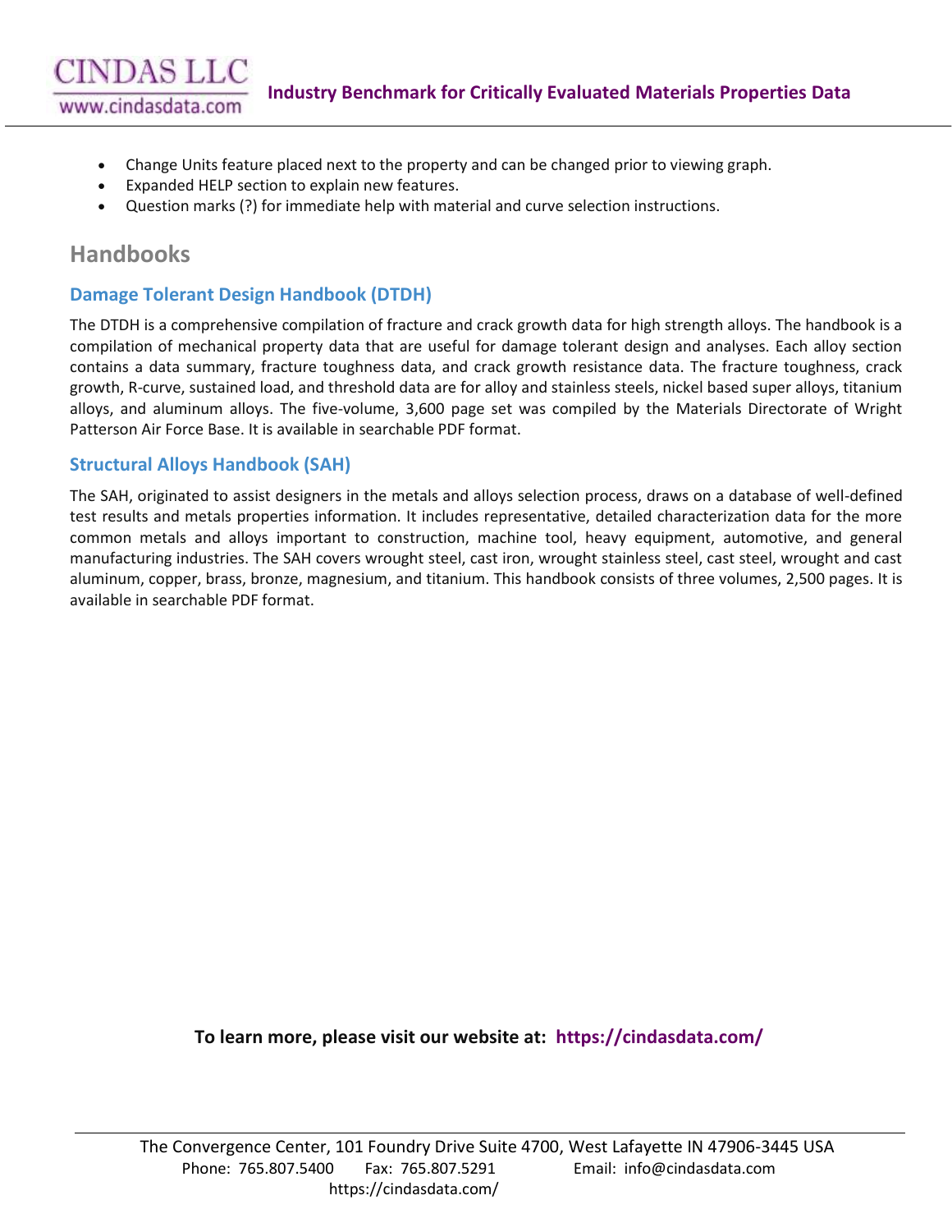- Change Units feature placed next to the property and can be changed prior to viewing graph.
- Expanded HELP section to explain new features.
- Question marks (?) for immediate help with material and curve selection instructions.

## Handbooks

### Damage Tolerant Design Handbook (DTDH)

The DTDH is a comprehensive compilation of fracture and crack growth data for high strength alloys. The handbook is a compilation of mechanical property data that are useful for damage tolerant design and analyses. Each alloy section contains a data summary, fracture toughness data, and crack growth resistance data. The fracture toughness, crack growth, R-curve, sustained load, and threshold data are for alloy and stainless steels, nickel based super alloys, titanium alloys, and aluminum alloys. The five-volume, 3,600 page set was compiled by the Materials Directorate of Wright Patterson Air Force Base. It is available in searchable PDF format.

### Structural Alloys Handbook (SAH)

The SAH, originated to assist designers in the metals and alloys selection process, draws on a database of well-defined test results and metals properties information. It includes representative, detailed characterization data for the more common metals and alloys important to construction, machine tool, heavy equipment, automotive, and general manufacturing industries. The SAH covers wrought steel, cast iron, wrought stainless steel, cast steel, wrought and cast aluminum, copper, brass, bronze, magnesium, and titanium. This handbook consists of three volumes, 2,500 pages. It is available in searchable PDF format.

**To learn more, please visit our website at: https://cindasdata.com/**